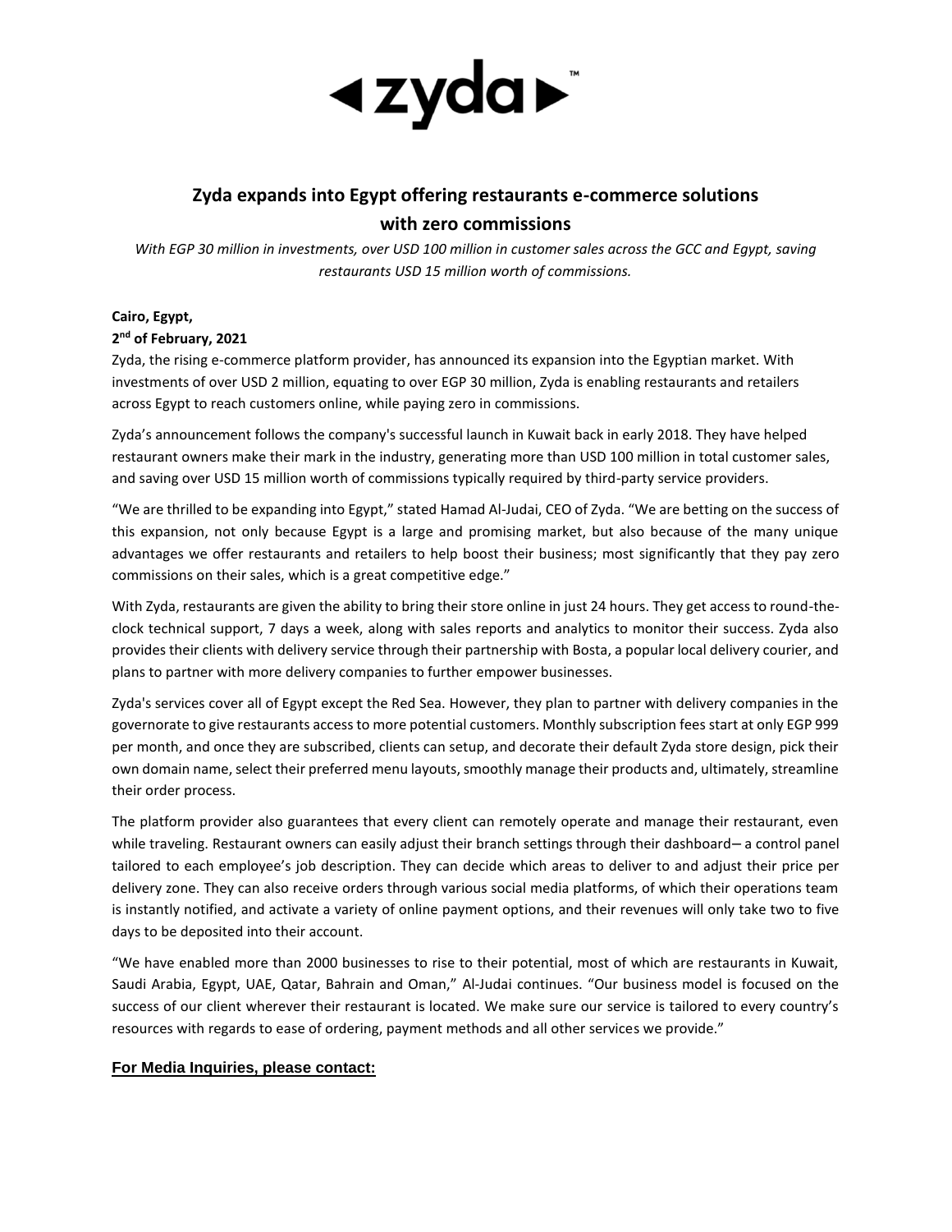◂zyda▸™

# Zyda expands into Egypt offering restaurants e-commerce solutions with zero commissions

*With EGP 30 million in investments, over USD 100 million in customer sales across the GCC and Egypt, saving restaurants USD 15 million worth of commissions.*

**Cairo, Egypt,**
**2nd of February, 2021**

Zyda, the rising e-commerce platform provider, has announced its expansion into the Egyptian market. With investments of over USD 2 million, equating to over EGP 30 million, Zyda is enabling restaurants and retailers across Egypt to reach customers online, while paying zero in commissions.

Zyda's announcement follows the company's successful launch in Kuwait back in early 2018. They have helped restaurant owners make their mark in the industry, generating more than USD 100 million in total customer sales, and saving over USD 15 million worth of commissions typically required by third-party service providers.

"We are thrilled to be expanding into Egypt," stated Hamad Al-Judai, CEO of Zyda. "We are betting on the success of this expansion, not only because Egypt is a large and promising market, but also because of the many unique advantages we offer restaurants and retailers to help boost their business; most significantly that they pay zero commissions on their sales, which is a great competitive edge."

With Zyda, restaurants are given the ability to bring their store online in just 24 hours. They get access to round-the-clock technical support, 7 days a week, along with sales reports and analytics to monitor their success. Zyda also provides their clients with delivery service through their partnership with Bosta, a popular local delivery courier, and plans to partner with more delivery companies to further empower businesses.

Zyda's services cover all of Egypt except the Red Sea. However, they plan to partner with delivery companies in the governorate to give restaurants access to more potential customers. Monthly subscription fees start at only EGP 999 per month, and once they are subscribed, clients can setup, and decorate their default Zyda store design, pick their own domain name, select their preferred menu layouts, smoothly manage their products and, ultimately, streamline their order process.

The platform provider also guarantees that every client can remotely operate and manage their restaurant, even while traveling. Restaurant owners can easily adjust their branch settings through their dashboard– a control panel tailored to each employee's job description. They can decide which areas to deliver to and adjust their price per delivery zone. They can also receive orders through various social media platforms, of which their operations team is instantly notified, and activate a variety of online payment options, and their revenues will only take two to five days to be deposited into their account.

"We have enabled more than 2000 businesses to rise to their potential, most of which are restaurants in Kuwait, Saudi Arabia, Egypt, UAE, Qatar, Bahrain and Oman," Al-Judai continues. "Our business model is focused on the success of our client wherever their restaurant is located. We make sure our service is tailored to every country's resources with regards to ease of ordering, payment methods and all other services we provide."

**For Media Inquiries, please contact:**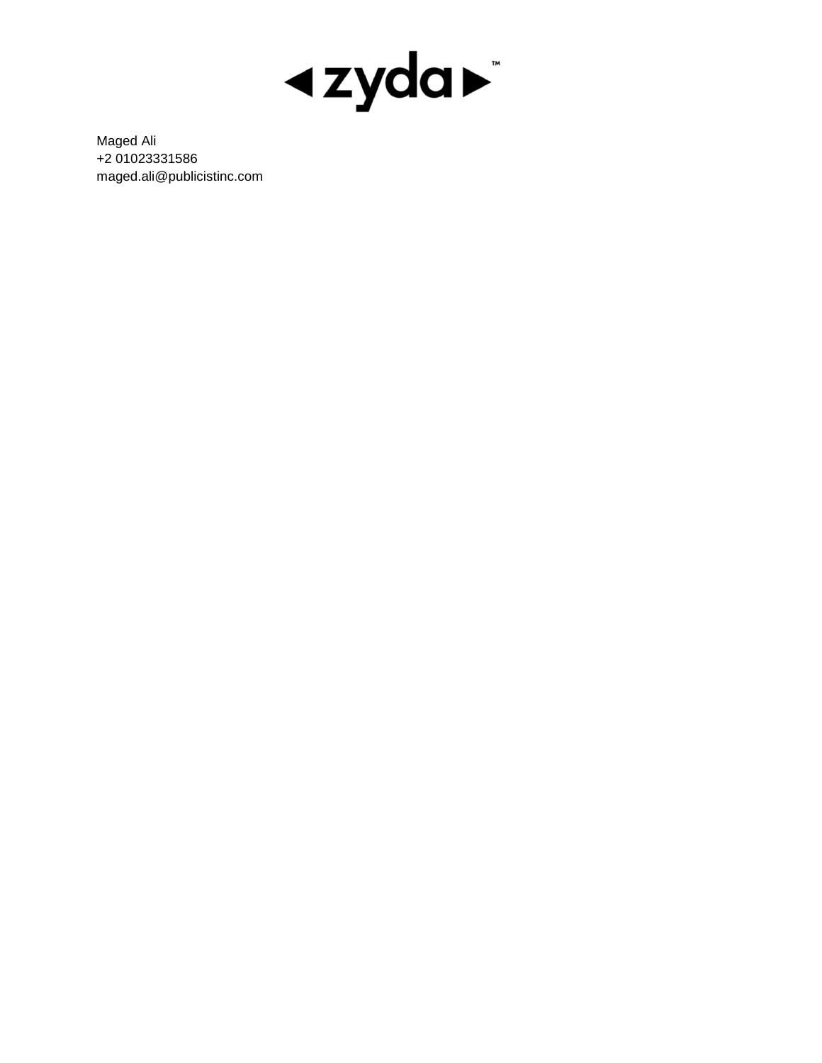Maged Ali
+2 01023331586
maged.ali@publicistinc.com